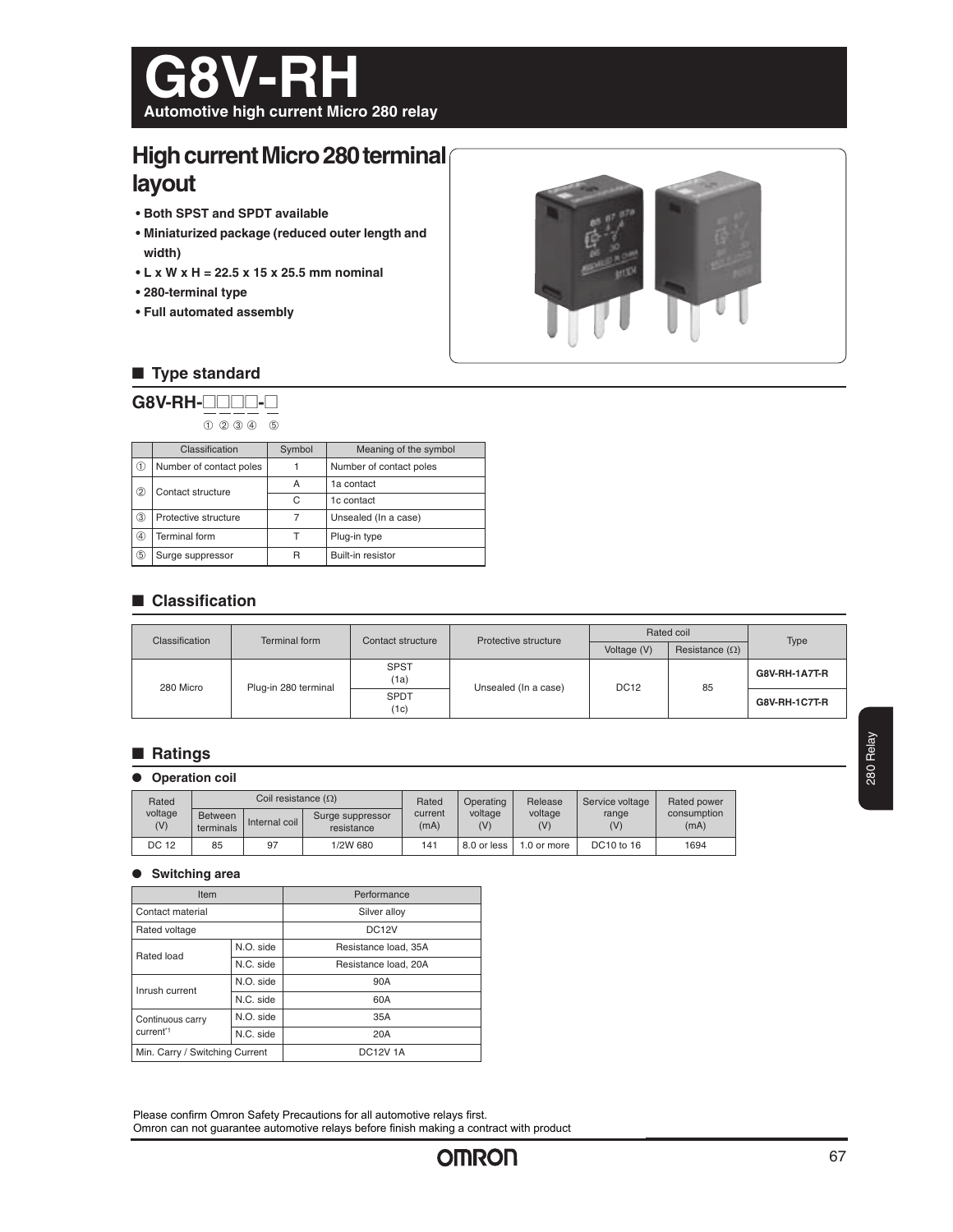# G8V-RH

**Automotive high current Micro 280 relay**

## High current Micro 280 terminal layout

- **Both SPST and SPDT available**
- **Miniaturized package (reduced outer length and width)**
- **L x W x H = 22.5 x 15 x 25.5 mm nominal**
- **280-terminal type**
- **Full automated assembly**

## ■ Type standard

**G8V-RH-□□□□-□**

① ② ③ ④ ⑤

| | Classification | Symbol | Meaning of the symbol |
|---|---|---|---|
| ① | Number of contact poles | 1 | Number of contact poles |
| ② | Contact structure | A | 1a contact |
| | | C | 1c contact |
| ③ | Protective structure | 7 | Unsealed (In a case) |
| ④ | Terminal form | T | Plug-in type |
| ⑤ | Surge suppressor | R | Built-in resistor |

## ■ Classification

| Classification | Terminal form | Contact structure | Protective structure | Rated coil | | Type |
|---|---|---|---|---|---|---|
| | | | | Voltage (V) | Resistance (Ω) | |
| 280 Micro | Plug-in 280 terminal | SPST (1a) | Unsealed (In a case) | DC12 | 85 | **G8V-RH-1A7T-R** |
| | | SPDT (1c) | | | | **G8V-RH-1C7T-R** |

## ■ Ratings

### ● Operation coil

| Rated voltage (V) | Coil resistance (Ω) | | | Rated current (mA) | Operating voltage (V) | Release voltage (V) | Service voltage range (V) | Rated power consumption (mA) |
|---|---|---|---|---|---|---|---|---|
| | Between terminals | Internal coil | Surge suppressor resistance | | | | | |
| DC 12 | 85 | 97 | 1/2W 680 | 141 | 8.0 or less | 1.0 or more | DC10 to 16 | 1694 |

### ● Switching area

| Item | | Performance |
|---|---|---|
| Contact material | | Silver alloy |
| Rated voltage | | DC12V |
| Rated load | N.O. side | Resistance load, 35A |
| | N.C. side | Resistance load, 20A |
| Inrush current | N.O. side | 90A |
| | N.C. side | 60A |
| Continuous carry current*1 | N.O. side | 35A |
| | N.C. side | 20A |
| Min. Carry / Switching Current | | DC12V 1A |

Please confirm Omron Safety Precautions for all automotive relays first.
Omron can not guarantee automotive relays before finish making a contract with product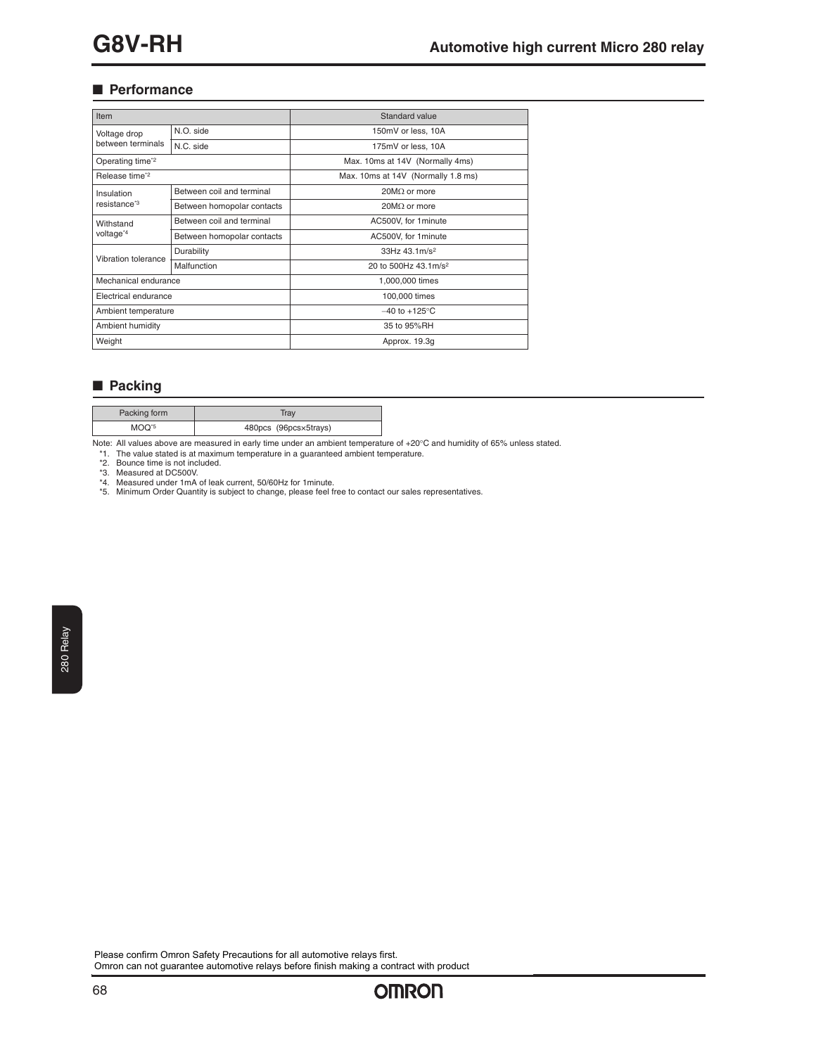## ■ Performance

| Item | | Standard value |
|---|---|---|
| Voltage drop between terminals | N.O. side | 150mV or less, 10A |
| | N.C. side | 175mV or less, 10A |
| Operating time*2 | | Max. 10ms at 14V (Normally 4ms) |
| Release time*2 | | Max. 10ms at 14V (Normally 1.8 ms) |
| Insulation resistance*3 | Between coil and terminal | 20MΩ or more |
| | Between homopolar contacts | 20MΩ or more |
| Withstand voltage*4 | Between coil and terminal | AC500V, for 1minute |
| | Between homopolar contacts | AC500V, for 1minute |
| Vibration tolerance | Durability | 33Hz 43.1m/s$^2$ |
| | Malfunction | 20 to 500Hz 43.1m/s$^2$ |
| Mechanical endurance | | 1,000,000 times |
| Electrical endurance | | 100,000 times |
| Ambient temperature | | −40 to +125°C |
| Ambient humidity | | 35 to 95%RH |
| Weight | | Approx. 19.3g |

## ■ Packing

| Packing form | Tray |
|---|---|
| MOQ*5 | 480pcs (96pcs×5trays) |

Note: All values above are measured in early time under an ambient temperature of +20°C and humidity of 65% unless stated.

*1. The value stated is at maximum temperature in a guaranteed ambient temperature.
*2. Bounce time is not included.
*3. Measured at DC500V.
*4. Measured under 1mA of leak current, 50/60Hz for 1minute.
*5. Minimum Order Quantity is subject to change, please feel free to contact our sales representatives.

Please confirm Omron Safety Precautions for all automotive relays first.
Omron can not guarantee automotive relays before finish making a contract with product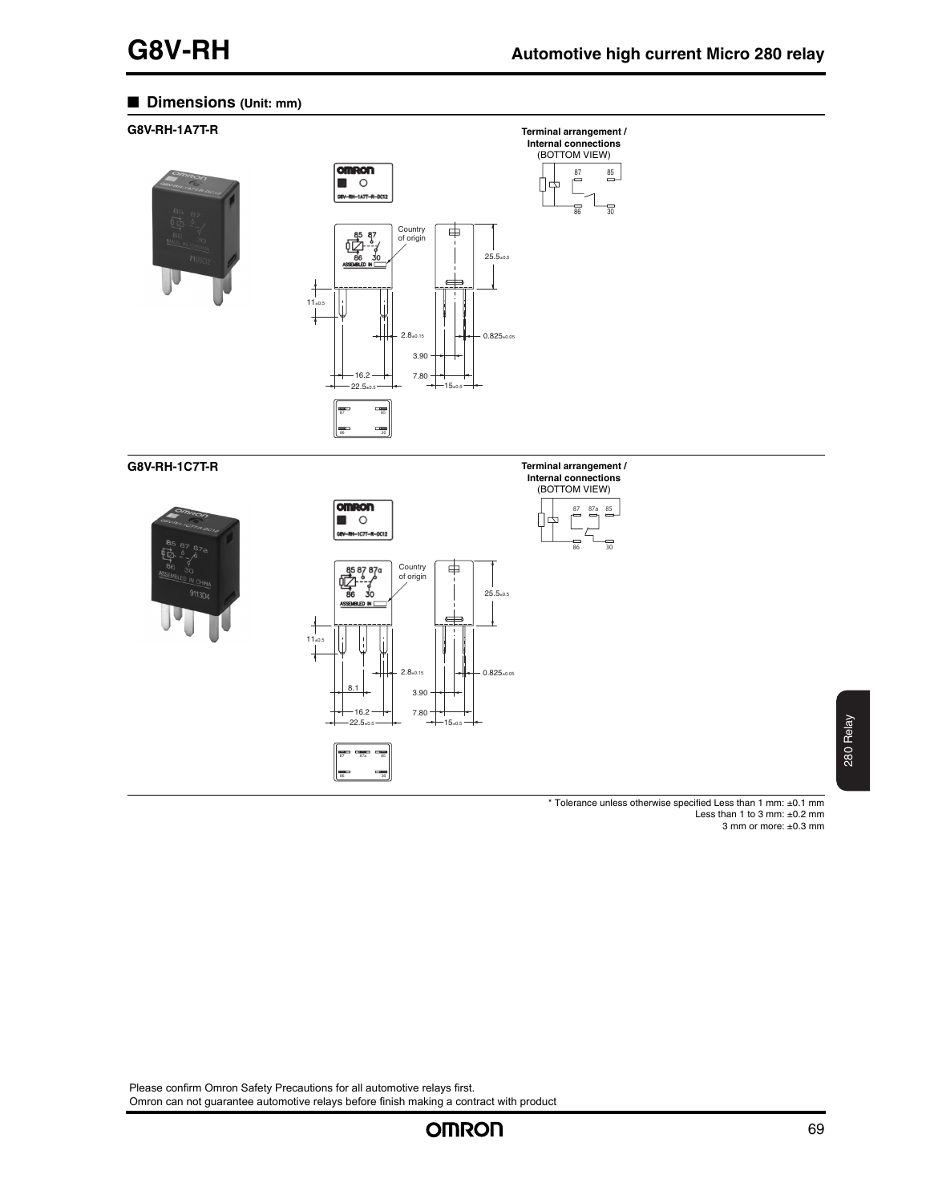## ■ Dimensions (Unit: mm)

### G8V-RH-1A7T-R

Terminal arrangement / Internal connections
(BOTTOM VIEW)

87 85
86 30

Country of origin

25.5±0.5

11±0.5

2.8±0.15

0.825±0.05

3.90

16.2

7.80

22.5±0.5

15±0.5

### G8V-RH-1C7T-R

Terminal arrangement / Internal connections
(BOTTOM VIEW)

87 87a 85
86 30

Country of origin

25.5±0.5

11±0.5

2.8±0.15

0.825±0.05

8.1

3.90

16.2

7.80

22.5±0.5

15±0.5

\* Tolerance unless otherwise specified Less than 1 mm: ±0.1 mm
Less than 1 to 3 mm: ±0.2 mm
3 mm or more: ±0.3 mm

Please confirm Omron Safety Precautions for all automotive relays first.
Omron can not guarantee automotive relays before finish making a contract with product